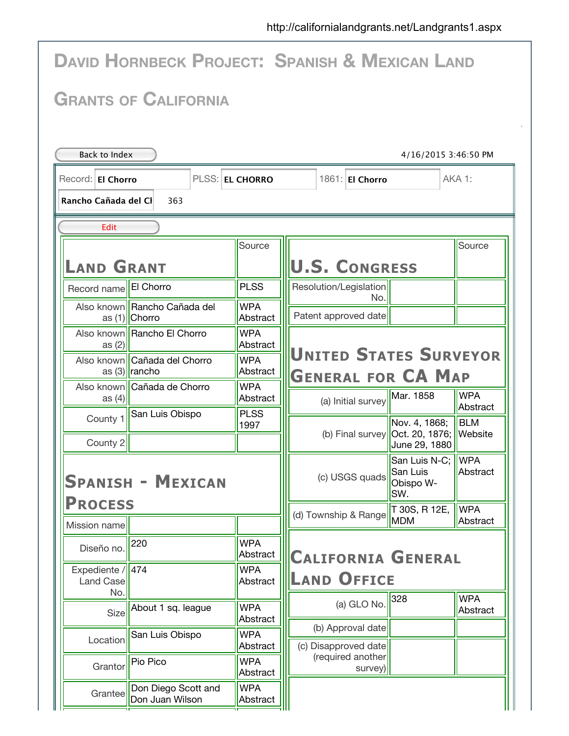http://californialandgrants.net/Landgrants1.aspx

# David Hornbeck Project: Spanish & Mexican Land Grants of California

Back to Index

4/16/2015 3:46:50 PM

| Record: | El Chorro | PLSS: | EL CHORRO | 1861: | El Chorro | AKA 1: |
|---|---|---|---|---|---|---|
| Rancho Cañada del Cł | 363 | | | | | |

Edit

## Land Grant

| | | Source |
|---|---|---|
| Record name | El Chorro | PLSS |
| Also known as (1) | Rancho Cañada del Chorro | WPA Abstract |
| Also known as (2) | Rancho El Chorro | WPA Abstract |
| Also known as (3) | Cañada del Chorro rancho | WPA Abstract |
| Also known as (4) | Cañada de Chorro | WPA Abstract |
| County 1 | San Luis Obispo | PLSS 1997 |
| County 2 | | |

## Spanish - Mexican Process

| | | |
|---|---|---|
| Mission name | | |
| Diseño no. | 220 | WPA Abstract |
| Expediente / Land Case No. | 474 | WPA Abstract |
| Size | About 1 sq. league | WPA Abstract |
| Location | San Luis Obispo | WPA Abstract |
| Grantor | Pio Pico | WPA Abstract |
| Grantee | Don Diego Scott and Don Juan Wilson | WPA Abstract |

## U.S. Congress

| | | Source |
|---|---|---|
| Resolution/Legislation No. | | |
| Patent approved date | | |

## United States Surveyor General for CA Map

| | | |
|---|---|---|
| (a) Initial survey | Mar. 1858 | WPA Abstract |
| (b) Final survey | Nov. 4, 1868; Oct. 20, 1876; June 29, 1880 | BLM Website |
| (c) USGS quads | San Luis N-C; San Luis Obispo W-SW. | WPA Abstract |
| (d) Township & Range | T 30S, R 12E, MDM | WPA Abstract |

## California General Land Office

| | | |
|---|---|---|
| (a) GLO No. | 328 | WPA Abstract |
| (b) Approval date | | |
| (c) Disapproved date (required another survey) | | |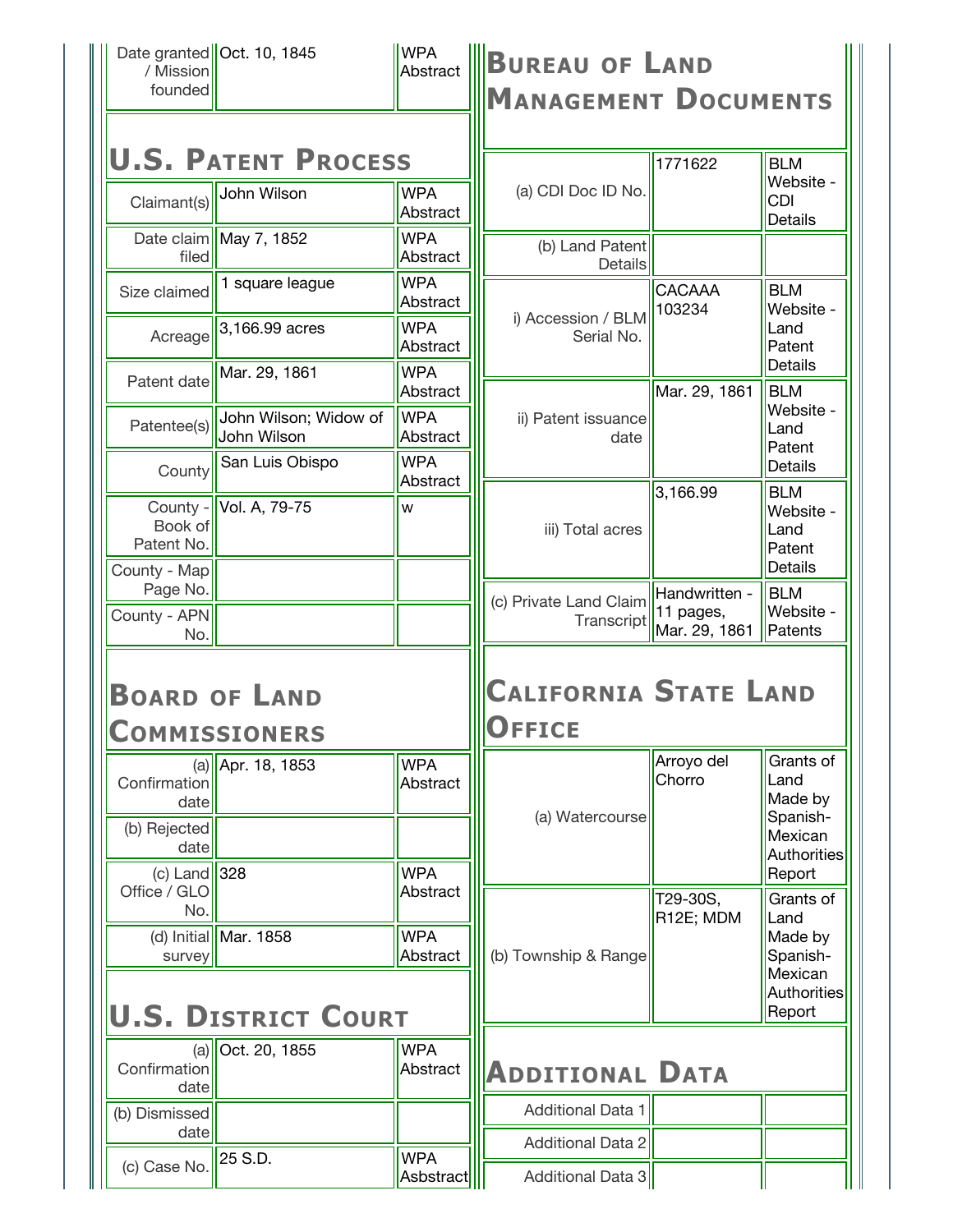| | | |
|---|---|---|
| Date granted / Mission founded | Oct. 10, 1845 | WPA Abstract |

## U.S. Patent Process

| | | |
|---|---|---|
| Claimant(s) | John Wilson | WPA Abstract |
| Date claim filed | May 7, 1852 | WPA Abstract |
| Size claimed | 1 square league | WPA Abstract |
| Acreage | 3,166.99 acres | WPA Abstract |
| Patent date | Mar. 29, 1861 | WPA Abstract |
| Patentee(s) | John Wilson; Widow of John Wilson | WPA Abstract |
| County | San Luis Obispo | WPA Abstract |
| County - Book of Patent No. | Vol. A, 79-75 | w |
| County - Map Page No. | | |
| County - APN No. | | |

## Board of Land Commissioners

| | | |
|---|---|---|
| (a) Confirmation date | Apr. 18, 1853 | WPA Abstract |
| (b) Rejected date | | |
| (c) Land Office / GLO No. | 328 | WPA Abstract |
| (d) Initial survey | Mar. 1858 | WPA Abstract |

## U.S. District Court

| | | |
|---|---|---|
| (a) Confirmation date | Oct. 20, 1855 | WPA Abstract |
| (b) Dismissed date | | |
| (c) Case No. | 25 S.D. | WPA Asbstract |

## Bureau of Land Management Documents

| | | |
|---|---|---|
| (a) CDI Doc ID No. | 1771622 | BLM Website - CDI Details |
| (b) Land Patent Details | | |
| i) Accession / BLM Serial No. | CACAAA 103234 | BLM Website - Land Patent Details |
| ii) Patent issuance date | Mar. 29, 1861 | BLM Website - Land Patent Details |
| iii) Total acres | 3,166.99 | BLM Website - Land Patent Details |
| (c) Private Land Claim Transcript | Handwritten - 11 pages, Mar. 29, 1861 | BLM Website - Patents |

## California State Land Office

| | | |
|---|---|---|
| (a) Watercourse | Arroyo del Chorro | Grants of Land Made by Spanish-Mexican Authorities Report |
| (b) Township & Range | T29-30S, R12E; MDM | Grants of Land Made by Spanish-Mexican Authorities Report |

## Additional Data

| | | |
|---|---|---|
| Additional Data 1 | | |
| Additional Data 2 | | |
| Additional Data 3 | | |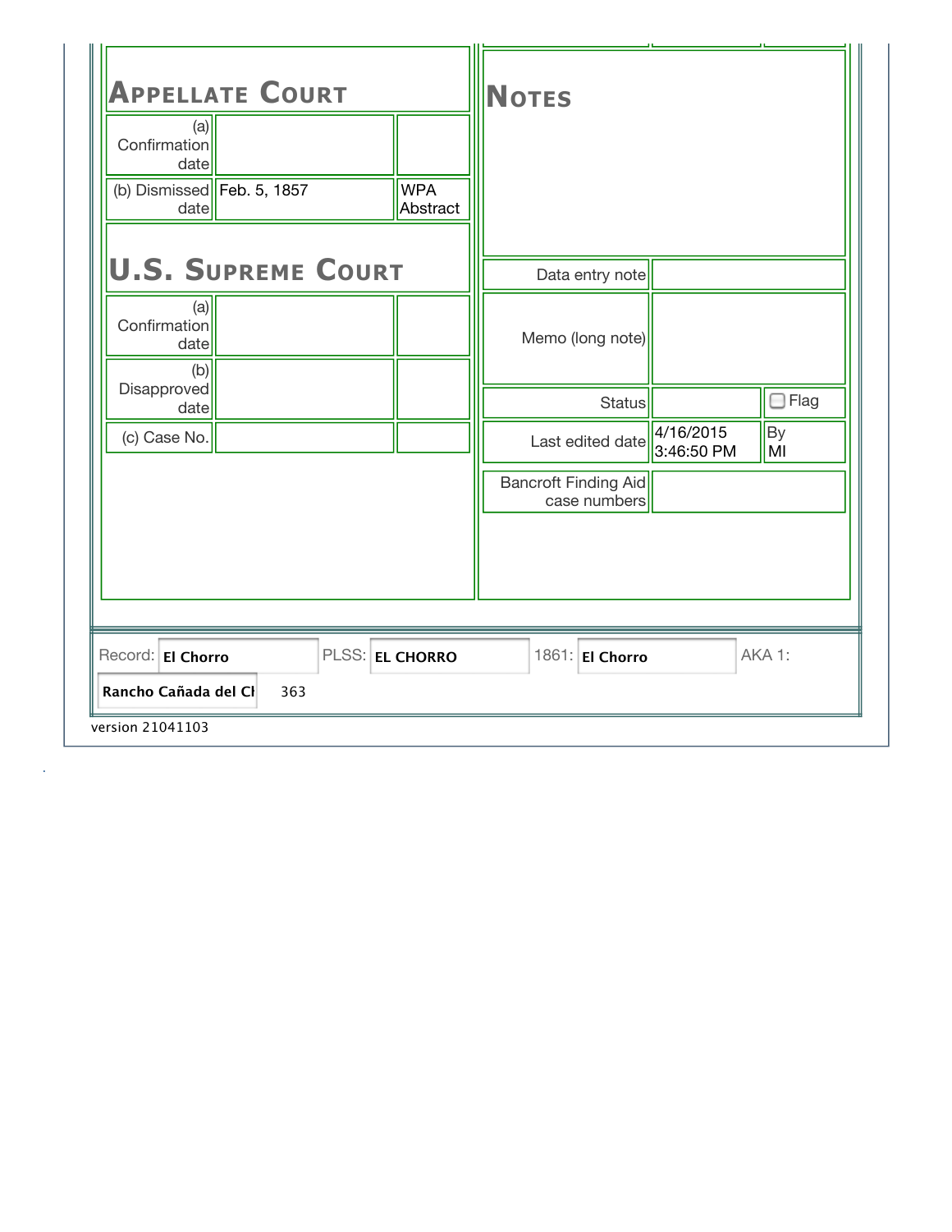## Appellate Court

| | | |
|---|---|---|
| (a) Confirmation date | | |
| (b) Dismissed date | Feb. 5, 1857 | WPA Abstract |

## U.S. Supreme Court

| | | |
|---|---|---|
| (a) Confirmation date | | |
| (b) Disapproved date | | |
| (c) Case No. | | |

## Notes

| | | |
|---|---|---|
| Data entry note | | |
| Memo (long note) | | |
| Status | | ☐ Flag |
| Last edited date | 4/16/2015 3:46:50 PM | By MI |
| Bancroft Finding Aid case numbers | | |

Record: **El Chorro** PLSS: **EL CHORRO** 1861: **El Chorro** AKA 1:

**Rancho Cañada del Cł** 363

version 21041103